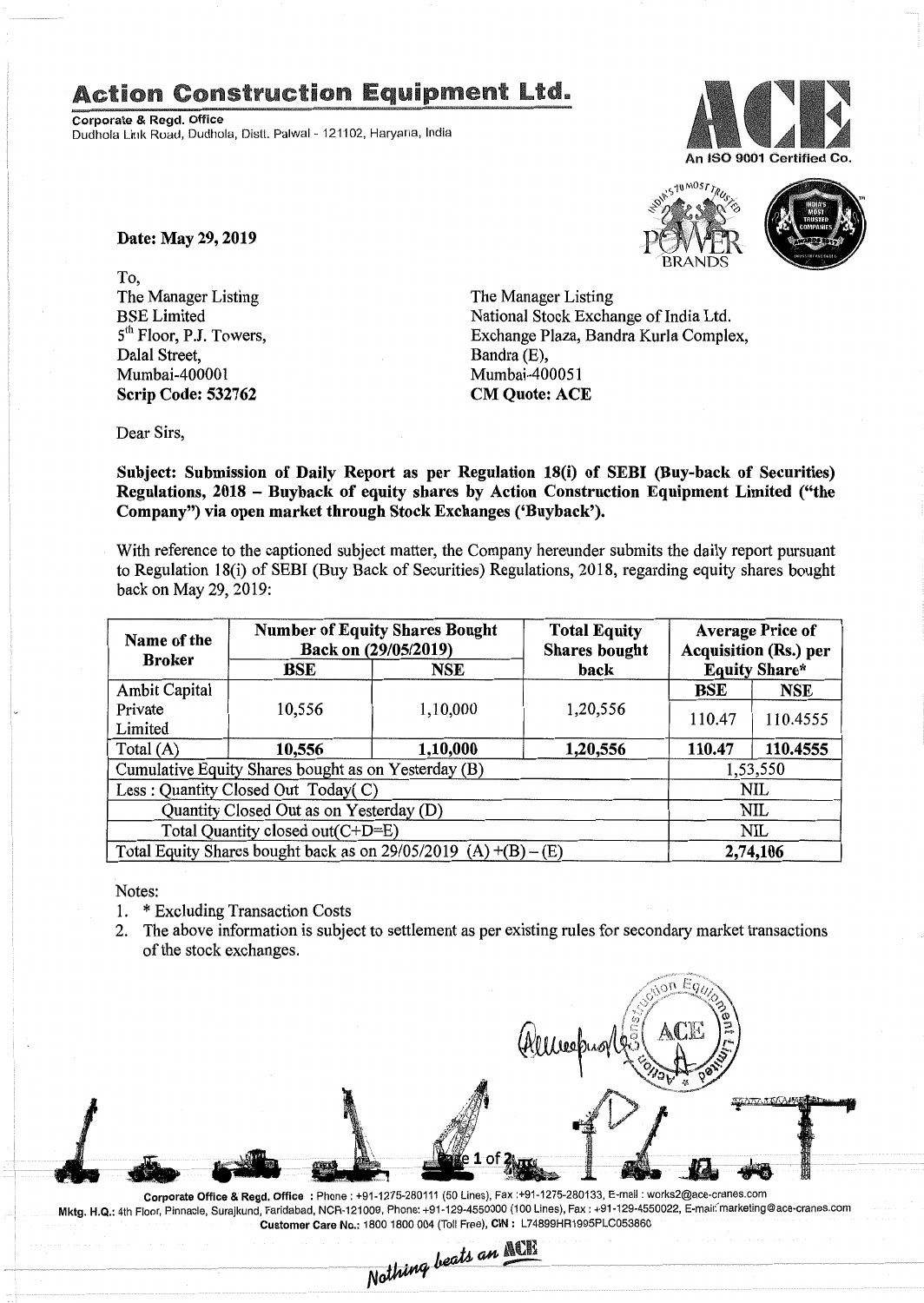# Action Construction Equipment Ltd.

**Corporate & Regd. Office**
Dudhola Link Road, Dudhola, Distt. Palwal - 121102, Haryana, India

An ISO 9001 Certified Co.

**Date: May 29, 2019**

To,

The Manager Listing
BSE Limited
5th Floor, P.J. Towers,
Dalal Street,
Mumbai-400001
**Scrip Code: 532762**

The Manager Listing
National Stock Exchange of India Ltd.
Exchange Plaza, Bandra Kurla Complex,
Bandra (E),
Mumbai-400051
**CM Quote: ACE**

Dear Sirs,

**Subject: Submission of Daily Report as per Regulation 18(i) of SEBI (Buy-back of Securities) Regulations, 2018 – Buyback of equity shares by Action Construction Equipment Limited ("the Company") via open market through Stock Exchanges ('Buyback').**

With reference to the captioned subject matter, the Company hereunder submits the daily report pursuant to Regulation 18(i) of SEBI (Buy Back of Securities) Regulations, 2018, regarding equity shares bought back on May 29, 2019:

| Name of the Broker | Number of Equity Shares Bought Back on (29/05/2019) | | Total Equity Shares bought back | Average Price of Acquisition (Rs.) per Equity Share* | |
|---|---|---|---|---|---|
| | BSE | NSE | | BSE | NSE |
| Ambit Capital Private Limited | 10,556 | 1,10,000 | 1,20,556 | 110.47 | 110.4555 |
| Total (A) | **10,556** | **1,10,000** | **1,20,556** | **110.47** | **110.4555** |
| Cumulative Equity Shares bought as on Yesterday (B) | | | | 1,53,550 | |
| Less : Quantity Closed Out Today( C) | | | | NIL | |
| Quantity Closed Out as on Yesterday (D) | | | | NIL | |
| Total Quantity closed out(C+D=E) | | | | NIL | |
| Total Equity Shares bought back as on 29/05/2019 (A) +(B) – (E) | | | | **2,74,106** | |

Notes:

1. * Excluding Transaction Costs
2. The above information is subject to settlement as per existing rules for secondary market transactions of the stock exchanges.

Corporate Office & Regd. Office : Phone : +91-1275-280111 (50 Lines), Fax :+91-1275-280133, E-mail : works2@ace-cranes.com
Mktg. H.Q.: 4th Floor, Pinnacle, Surajkund, Faridabad, NCR-121009, Phone: +91-129-4550000 (100 Lines), Fax : +91-129-4550022, E-mail: marketing@ace-cranes.com
Customer Care No.: 1800 1800 004 (Toll Free), CIN : L74899HR1995PLC053860

*Nothing beats an ACE*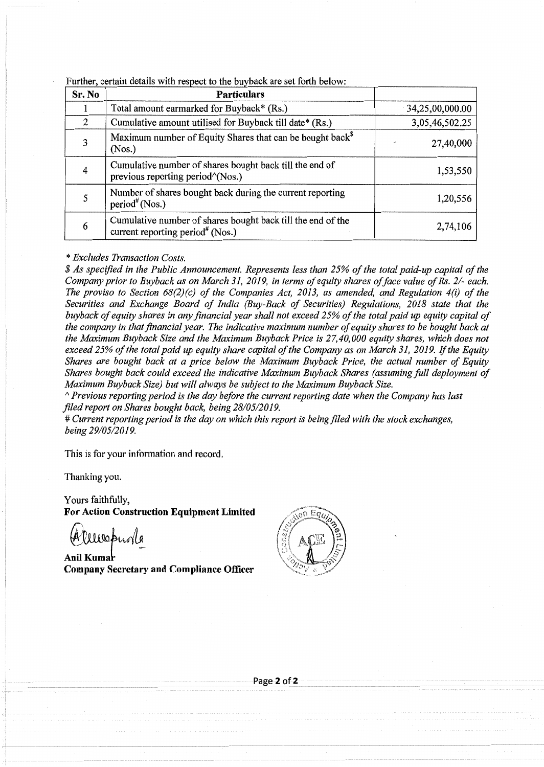Further, certain details with respect to the buyback are set forth below:

| Sr. No | Particulars | |
|---|---|---|
| 1 | Total amount earmarked for Buyback* (Rs.) | 34,25,00,000.00 |
| 2 | Cumulative amount utilised for Buyback till date* (Rs.) | 3,05,46,502.25 |
| 3 | Maximum number of Equity Shares that can be bought back$ (Nos.) | 27,40,000 |
| 4 | Cumulative number of shares bought back till the end of previous reporting period^(Nos.) | 1,53,550 |
| 5 | Number of shares bought back during the current reporting period# (Nos.) | 1,20,556 |
| 6 | Cumulative number of shares bought back till the end of the current reporting period# (Nos.) | 2,74,106 |

*\* Excludes Transaction Costs.*

*$ As specified in the Public Announcement. Represents less than 25% of the total paid-up capital of the Company prior to Buyback as on March 31, 2019, in terms of equity shares of face value of Rs. 2/- each. The proviso to Section 68(2)(c) of the Companies Act, 2013, as amended, and Regulation 4(i) of the Securities and Exchange Board of India (Buy-Back of Securities) Regulations, 2018 state that the buyback of equity shares in any financial year shall not exceed 25% of the total paid up equity capital of the company in that financial year. The indicative maximum number of equity shares to be bought back at the Maximum Buyback Size and the Maximum Buyback Price is 27,40,000 equity shares, which does not exceed 25% of the total paid up equity share capital of the Company as on March 31, 2019. If the Equity Shares are bought back at a price below the Maximum Buyback Price, the actual number of Equity Shares bought back could exceed the indicative Maximum Buyback Shares (assuming full deployment of Maximum Buyback Size) but will always be subject to the Maximum Buyback Size.*

*^ Previous reporting period is the day before the current reporting date when the Company has last filed report on Shares bought back, being 28/05/2019.*

*# Current reporting period is the day on which this report is being filed with the stock exchanges, being 29/05/2019.*

This is for your information and record.

Thanking you.

Yours faithfully,
**For Action Construction Equipment Limited**

**Anil Kumar**
**Company Secretary and Compliance Officer**